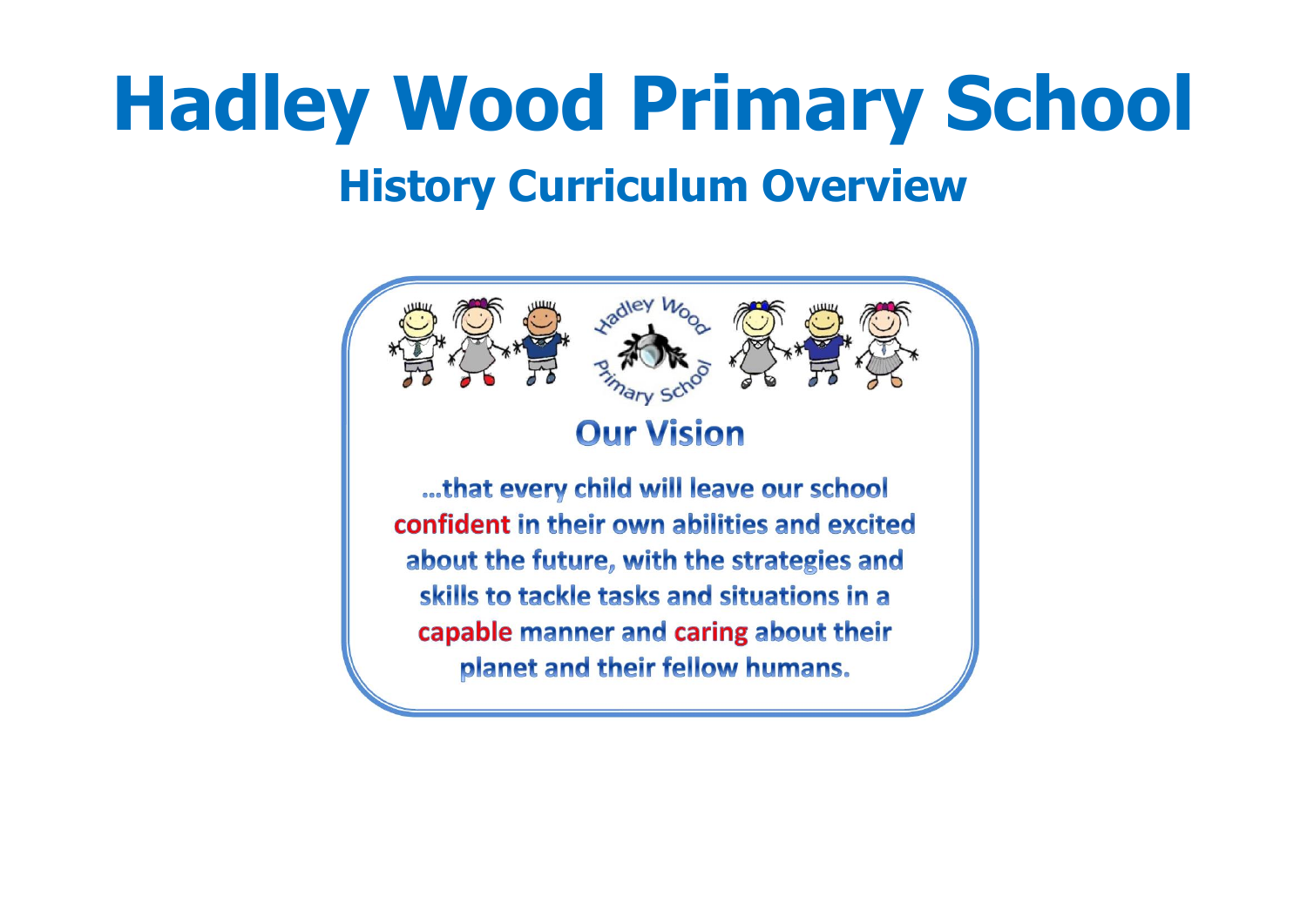# Hadley Wood Primary School

## History Curriculum Overview

Hadley Wood Primary School

### Our Vision

…that every child will leave our school **confident** in their own abilities and excited about the future, with the strategies and skills to tackle tasks and situations in a **capable** manner and **caring** about their planet and their fellow humans.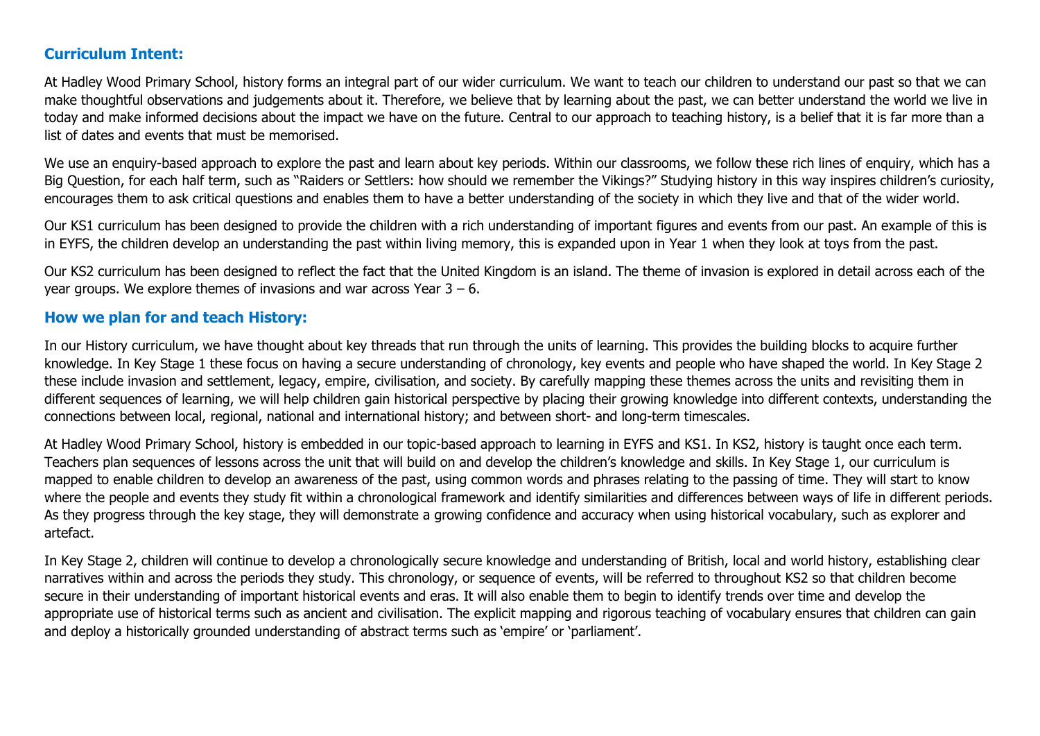## Curriculum Intent:

At Hadley Wood Primary School, history forms an integral part of our wider curriculum. We want to teach our children to understand our past so that we can make thoughtful observations and judgements about it. Therefore, we believe that by learning about the past, we can better understand the world we live in today and make informed decisions about the impact we have on the future. Central to our approach to teaching history, is a belief that it is far more than a list of dates and events that must be memorised.

We use an enquiry-based approach to explore the past and learn about key periods. Within our classrooms, we follow these rich lines of enquiry, which has a Big Question, for each half term, such as "Raiders or Settlers: how should we remember the Vikings?" Studying history in this way inspires children's curiosity, encourages them to ask critical questions and enables them to have a better understanding of the society in which they live and that of the wider world.

Our KS1 curriculum has been designed to provide the children with a rich understanding of important figures and events from our past. An example of this is in EYFS, the children develop an understanding the past within living memory, this is expanded upon in Year 1 when they look at toys from the past.

Our KS2 curriculum has been designed to reflect the fact that the United Kingdom is an island. The theme of invasion is explored in detail across each of the year groups. We explore themes of invasions and war across Year 3 – 6.

## How we plan for and teach History:

In our History curriculum, we have thought about key threads that run through the units of learning. This provides the building blocks to acquire further knowledge. In Key Stage 1 these focus on having a secure understanding of chronology, key events and people who have shaped the world. In Key Stage 2 these include invasion and settlement, legacy, empire, civilisation, and society. By carefully mapping these themes across the units and revisiting them in different sequences of learning, we will help children gain historical perspective by placing their growing knowledge into different contexts, understanding the connections between local, regional, national and international history; and between short- and long-term timescales.

At Hadley Wood Primary School, history is embedded in our topic-based approach to learning in EYFS and KS1. In KS2, history is taught once each term. Teachers plan sequences of lessons across the unit that will build on and develop the children's knowledge and skills. In Key Stage 1, our curriculum is mapped to enable children to develop an awareness of the past, using common words and phrases relating to the passing of time. They will start to know where the people and events they study fit within a chronological framework and identify similarities and differences between ways of life in different periods. As they progress through the key stage, they will demonstrate a growing confidence and accuracy when using historical vocabulary, such as explorer and artefact.

In Key Stage 2, children will continue to develop a chronologically secure knowledge and understanding of British, local and world history, establishing clear narratives within and across the periods they study. This chronology, or sequence of events, will be referred to throughout KS2 so that children become secure in their understanding of important historical events and eras. It will also enable them to begin to identify trends over time and develop the appropriate use of historical terms such as ancient and civilisation. The explicit mapping and rigorous teaching of vocabulary ensures that children can gain and deploy a historically grounded understanding of abstract terms such as 'empire' or 'parliament'.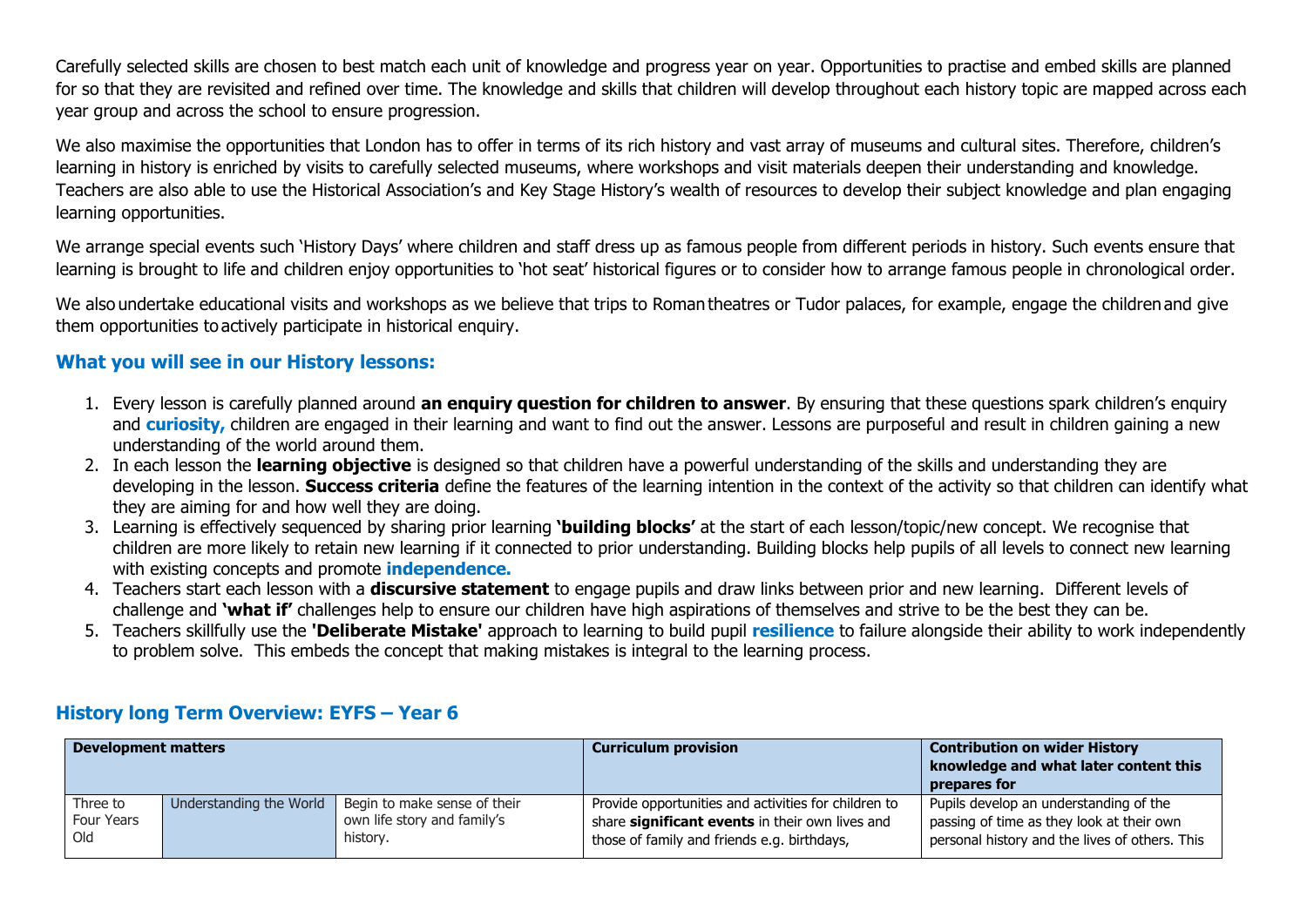Carefully selected skills are chosen to best match each unit of knowledge and progress year on year. Opportunities to practise and embed skills are planned for so that they are revisited and refined over time. The knowledge and skills that children will develop throughout each history topic are mapped across each year group and across the school to ensure progression.

We also maximise the opportunities that London has to offer in terms of its rich history and vast array of museums and cultural sites. Therefore, children's learning in history is enriched by visits to carefully selected museums, where workshops and visit materials deepen their understanding and knowledge. Teachers are also able to use the Historical Association's and Key Stage History's wealth of resources to develop their subject knowledge and plan engaging learning opportunities.

We arrange special events such 'History Days' where children and staff dress up as famous people from different periods in history. Such events ensure that learning is brought to life and children enjoy opportunities to 'hot seat' historical figures or to consider how to arrange famous people in chronological order.

We also undertake educational visits and workshops as we believe that trips to Roman theatres or Tudor palaces, for example, engage the children and give them opportunities to actively participate in historical enquiry.

## What you will see in our History lessons:

1. Every lesson is carefully planned around **an enquiry question for children to answer**. By ensuring that these questions spark children's enquiry and **curiosity,** children are engaged in their learning and want to find out the answer. Lessons are purposeful and result in children gaining a new understanding of the world around them.
2. In each lesson the **learning objective** is designed so that children have a powerful understanding of the skills and understanding they are developing in the lesson. **Success criteria** define the features of the learning intention in the context of the activity so that children can identify what they are aiming for and how well they are doing.
3. Learning is effectively sequenced by sharing prior learning **'building blocks'** at the start of each lesson/topic/new concept. We recognise that children are more likely to retain new learning if it connected to prior understanding. Building blocks help pupils of all levels to connect new learning with existing concepts and promote **independence.**
4. Teachers start each lesson with a **discursive statement** to engage pupils and draw links between prior and new learning. Different levels of challenge and **'what if'** challenges help to ensure our children have high aspirations of themselves and strive to be the best they can be.
5. Teachers skillfully use the **'Deliberate Mistake'** approach to learning to build pupil **resilience** to failure alongside their ability to work independently to problem solve. This embeds the concept that making mistakes is integral to the learning process.

## History long Term Overview: EYFS – Year 6

| Development matters | | | Curriculum provision | Contribution on wider History knowledge and what later content this prepares for |
|---|---|---|---|---|
| Three to Four Years Old | Understanding the World | Begin to make sense of their own life story and family's history. | Provide opportunities and activities for children to share **significant events** in their own lives and those of family and friends e.g. birthdays, | Pupils develop an understanding of the passing of time as they look at their own personal history and the lives of others. This |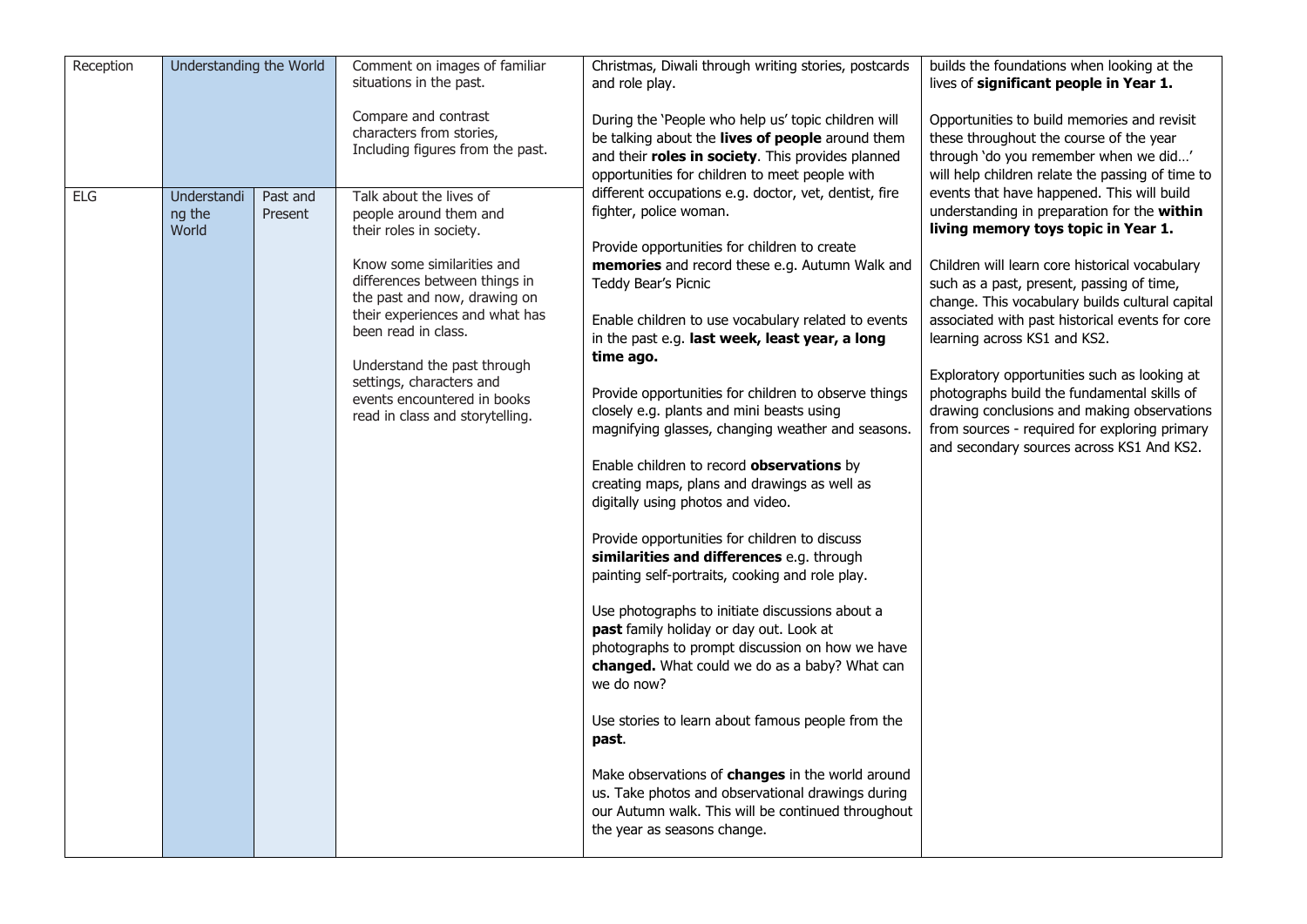| Reception | Understanding the World | | Comment on images of familiar situations in the past.<br><br>Compare and contrast characters from stories, Including figures from the past. | Christmas, Diwali through writing stories, postcards and role play.<br><br>During the 'People who help us' topic children will be talking about the **lives of people** around them and their **roles in society**. This provides planned opportunities for children to meet people with different occupations e.g. doctor, vet, dentist, fire fighter, police woman.<br><br>Provide opportunities for children to create **memories** and record these e.g. Autumn Walk and Teddy Bear's Picnic<br><br>Enable children to use vocabulary related to events in the past e.g. **last week, least year, a long time ago.**<br><br>Provide opportunities for children to observe things closely e.g. plants and mini beasts using magnifying glasses, changing weather and seasons.<br><br>Enable children to record **observations** by creating maps, plans and drawings as well as digitally using photos and video.<br><br>Provide opportunities for children to discuss **similarities and differences** e.g. through painting self-portraits, cooking and role play.<br><br>Use photographs to initiate discussions about a **past** family holiday or day out. Look at photographs to prompt discussion on how we have **changed.** What could we do as a baby? What can we do now?<br><br>Use stories to learn about famous people from the **past**.<br><br>Make observations of **changes** in the world around us. Take photos and observational drawings during our Autumn walk. This will be continued throughout the year as seasons change. | builds the foundations when looking at the lives of **significant people in Year 1.**<br><br>Opportunities to build memories and revisit these throughout the course of the year through 'do you remember when we did…' will help children relate the passing of time to events that have happened. This will build understanding in preparation for the **within living memory toys topic in Year 1.**<br><br>Children will learn core historical vocabulary such as a past, present, passing of time, change. This vocabulary builds cultural capital associated with past historical events for core learning across KS1 and KS2.<br><br>Exploratory opportunities such as looking at photographs build the fundamental skills of drawing conclusions and making observations from sources - required for exploring primary and secondary sources across KS1 And KS2. |
|---|---|---|---|---|---|
| ELG | Understanding the World | Past and Present | Talk about the lives of people around them and their roles in society.<br><br>Know some similarities and differences between things in the past and now, drawing on their experiences and what has been read in class.<br><br>Understand the past through settings, characters and events encountered in books read in class and storytelling. | | |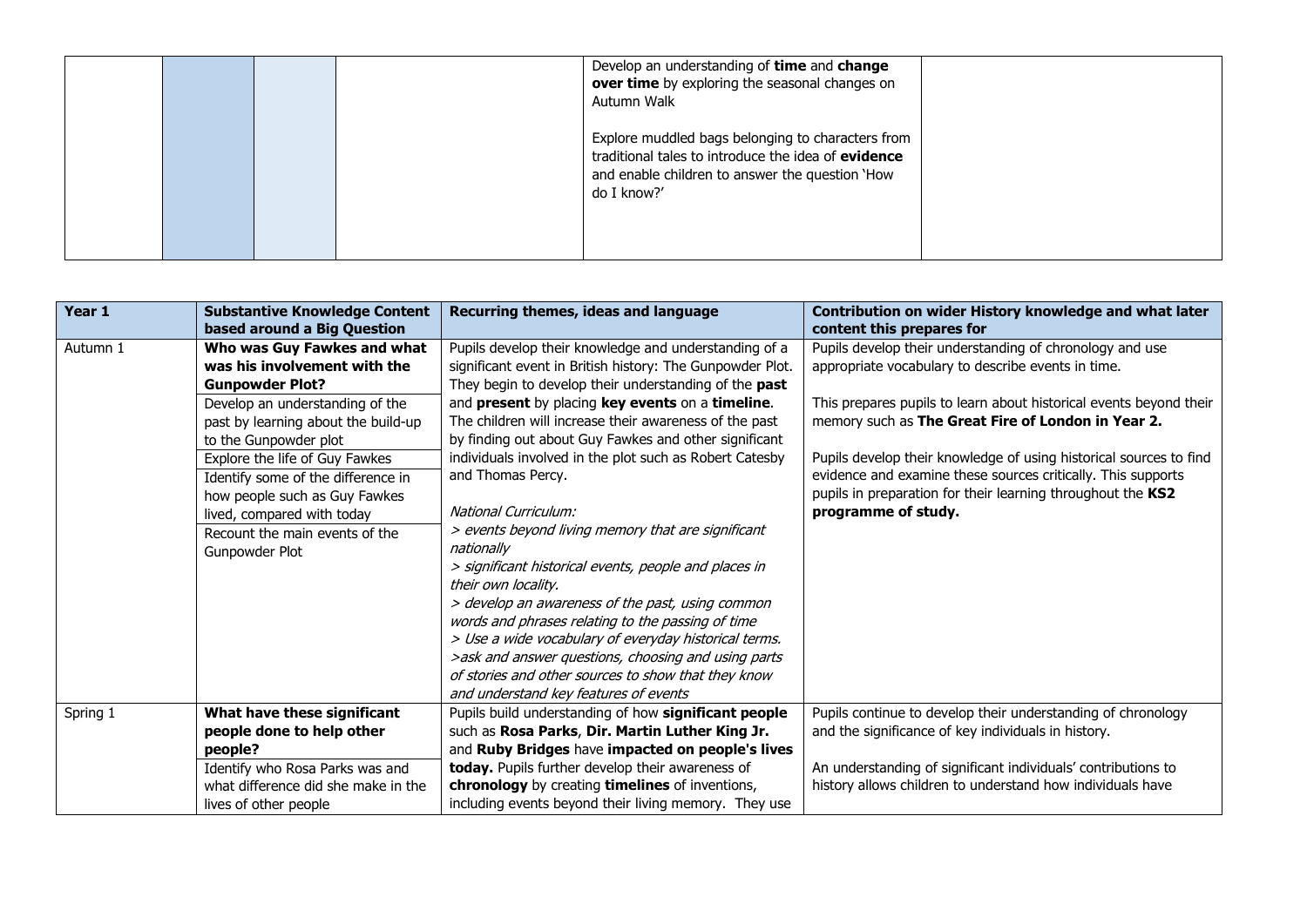|  |  |  |  | Develop an understanding of **time** and **change over time** by exploring the seasonal changes on Autumn Walk<br><br>Explore muddled bags belonging to characters from traditional tales to introduce the idea of **evidence** and enable children to answer the question 'How do I know?' |  |
|---|---|---|---|---|---|

| Year 1 | Substantive Knowledge Content based around a Big Question | Recurring themes, ideas and language | Contribution on wider History knowledge and what later content this prepares for |
|---|---|---|---|
| Autumn 1 | **Who was Guy Fawkes and what was his involvement with the Gunpowder Plot?**<br>Develop an understanding of the past by learning about the build-up to the Gunpowder plot<br>Explore the life of Guy Fawkes<br>Identify some of the difference in how people such as Guy Fawkes lived, compared with today<br>Recount the main events of the Gunpowder Plot | Pupils develop their knowledge and understanding of a significant event in British history: The Gunpowder Plot. They begin to develop their understanding of the **past** and **present** by placing **key events** on a **timeline**. The children will increase their awareness of the past by finding out about Guy Fawkes and other significant individuals involved in the plot such as Robert Catesby and Thomas Percy.<br><br>*National Curriculum:*<br>*> events beyond living memory that are significant nationally*<br>*> significant historical events, people and places in their own locality.*<br>*> develop an awareness of the past, using common words and phrases relating to the passing of time*<br>*> Use a wide vocabulary of everyday historical terms.*<br>*>ask and answer questions, choosing and using parts of stories and other sources to show that they know and understand key features of events* | Pupils develop their understanding of chronology and use appropriate vocabulary to describe events in time.<br><br>This prepares pupils to learn about historical events beyond their memory such as **The Great Fire of London in Year 2.**<br><br>Pupils develop their knowledge of using historical sources to find evidence and examine these sources critically. This supports pupils in preparation for their learning throughout the **KS2 programme of study.** |
| Spring 1 | **What have these significant people done to help other people?**<br>Identify who Rosa Parks was and what difference did she make in the lives of other people | Pupils build understanding of how **significant people** such as **Rosa Parks**, **Dir. Martin Luther King Jr.** and **Ruby Bridges** have **impacted on people's lives today.** Pupils further develop their awareness of **chronology** by creating **timelines** of inventions, including events beyond their living memory. They use | Pupils continue to develop their understanding of chronology and the significance of key individuals in history.<br><br>An understanding of significant individuals' contributions to history allows children to understand how individuals have |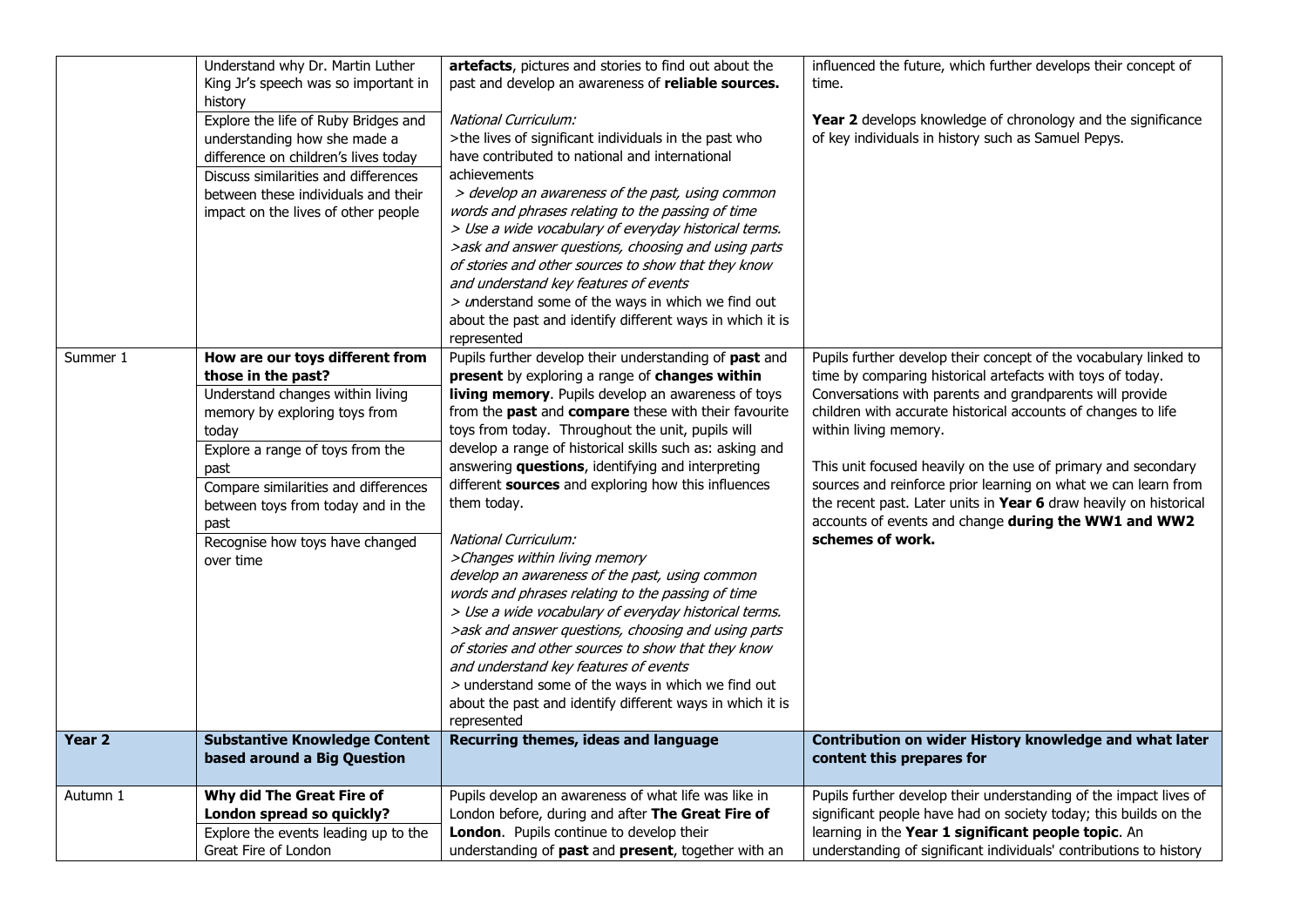| | | | |
|---|---|---|---|
| | Understand why Dr. Martin Luther King Jr's speech was so important in history<br>Explore the life of Ruby Bridges and understanding how she made a difference on children's lives today<br>Discuss similarities and differences between these individuals and their impact on the lives of other people | **artefacts**, pictures and stories to find out about the past and develop an awareness of **reliable sources.**<br><br>*National Curriculum:*<br>>the lives of significant individuals in the past who have contributed to national and international achievements<br>*> develop an awareness of the past, using common words and phrases relating to the passing of time*<br>*> Use a wide vocabulary of everyday historical terms.*<br>*>ask and answer questions, choosing and using parts of stories and other sources to show that they know and understand key features of events*<br>> *u*nderstand some of the ways in which we find out about the past and identify different ways in which it is represented | influenced the future, which further develops their concept of time.<br><br>**Year 2** develops knowledge of chronology and the significance of key individuals in history such as Samuel Pepys. |
| Summer 1 | **How are our toys different from those in the past?**<br>Understand changes within living memory by exploring toys from today<br>Explore a range of toys from the past<br>Compare similarities and differences between toys from today and in the past<br>Recognise how toys have changed over time | Pupils further develop their understanding of **past** and **present** by exploring a range of **changes within living memory**. Pupils develop an awareness of toys from the **past** and **compare** these with their favourite toys from today. Throughout the unit, pupils will develop a range of historical skills such as: asking and answering **questions**, identifying and interpreting different **sources** and exploring how this influences them today.<br><br>*National Curriculum:*<br>*>Changes within living memory*<br>*develop an awareness of the past, using common words and phrases relating to the passing of time*<br>*> Use a wide vocabulary of everyday historical terms.*<br>*>ask and answer questions, choosing and using parts of stories and other sources to show that they know and understand key features of events*<br>> understand some of the ways in which we find out about the past and identify different ways in which it is represented | Pupils further develop their concept of the vocabulary linked to time by comparing historical artefacts with toys of today. Conversations with parents and grandparents will provide children with accurate historical accounts of changes to life within living memory.<br><br>This unit focused heavily on the use of primary and secondary sources and reinforce prior learning on what we can learn from the recent past. Later units in **Year 6** draw heavily on historical accounts of events and change **during the WW1 and WW2 schemes of work.** |
| **Year 2** | **Substantive Knowledge Content based around a Big Question** | **Recurring themes, ideas and language** | **Contribution on wider History knowledge and what later content this prepares for** |
| Autumn 1 | **Why did The Great Fire of London spread so quickly?**<br>Explore the events leading up to the Great Fire of London | Pupils develop an awareness of what life was like in London before, during and after **The Great Fire of London**. Pupils continue to develop their understanding of **past** and **present**, together with an | Pupils further develop their understanding of the impact lives of significant people have had on society today; this builds on the learning in the **Year 1 significant people topic**. An understanding of significant individuals' contributions to history |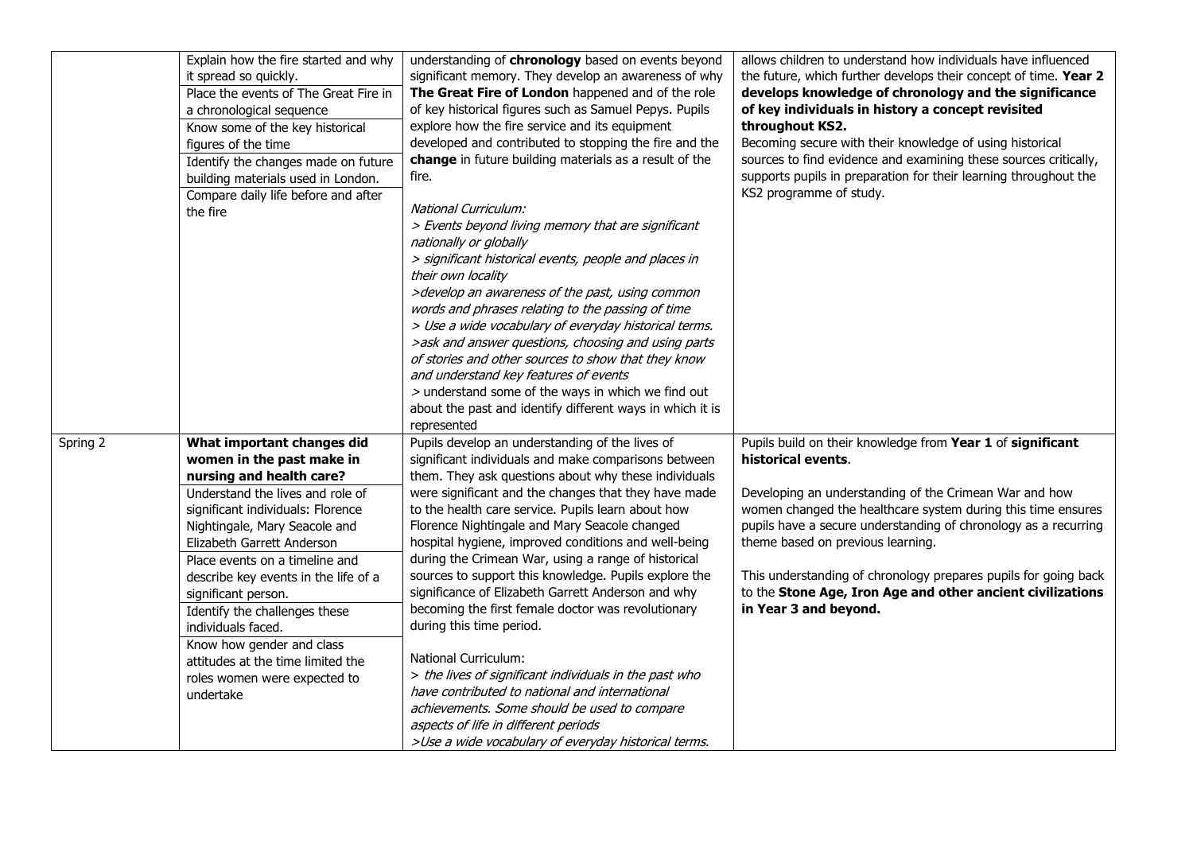| | | | |
|---|---|---|---|
| | Explain how the fire started and why it spread so quickly.<br>Place the events of The Great Fire in a chronological sequence<br>Know some of the key historical figures of the time<br>Identify the changes made on future building materials used in London.<br>Compare daily life before and after the fire | understanding of **chronology** based on events beyond significant memory. They develop an awareness of why **The Great Fire of London** happened and of the role of key historical figures such as Samuel Pepys. Pupils explore how the fire service and its equipment developed and contributed to stopping the fire and the **change** in future building materials as a result of the fire.<br><br>*National Curriculum:*<br>*> Events beyond living memory that are significant nationally or globally*<br>*> significant historical events, people and places in their own locality*<br>*>develop an awareness of the past, using common words and phrases relating to the passing of time*<br>*> Use a wide vocabulary of everyday historical terms.*<br>*>ask and answer questions, choosing and using parts of stories and other sources to show that they know and understand key features of events*<br>> understand some of the ways in which we find out about the past and identify different ways in which it is represented | allows children to understand how individuals have influenced the future, which further develops their concept of time. **Year 2 develops knowledge of chronology and the significance of key individuals in history a concept revisited throughout KS2.**<br>Becoming secure with their knowledge of using historical sources to find evidence and examining these sources critically, supports pupils in preparation for their learning throughout the KS2 programme of study. |
| Spring 2 | **What important changes did women in the past make in nursing and health care?**<br>Understand the lives and role of significant individuals: Florence Nightingale, Mary Seacole and Elizabeth Garrett Anderson<br>Place events on a timeline and describe key events in the life of a significant person.<br>Identify the challenges these individuals faced.<br>Know how gender and class attitudes at the time limited the roles women were expected to undertake | Pupils develop an understanding of the lives of significant individuals and make comparisons between them. They ask questions about why these individuals were significant and the changes that they have made to the health care service. Pupils learn about how Florence Nightingale and Mary Seacole changed hospital hygiene, improved conditions and well-being during the Crimean War, using a range of historical sources to support this knowledge. Pupils explore the significance of Elizabeth Garrett Anderson and why becoming the first female doctor was revolutionary during this time period.<br><br>National Curriculum:<br>*> the lives of significant individuals in the past who have contributed to national and international achievements. Some should be used to compare aspects of life in different periods*<br>*>Use a wide vocabulary of everyday historical terms.* | Pupils build on their knowledge from **Year 1** of **significant historical events**.<br><br>Developing an understanding of the Crimean War and how women changed the healthcare system during this time ensures pupils have a secure understanding of chronology as a recurring theme based on previous learning.<br><br>This understanding of chronology prepares pupils for going back to the **Stone Age, Iron Age and other ancient civilizations in Year 3 and beyond.** |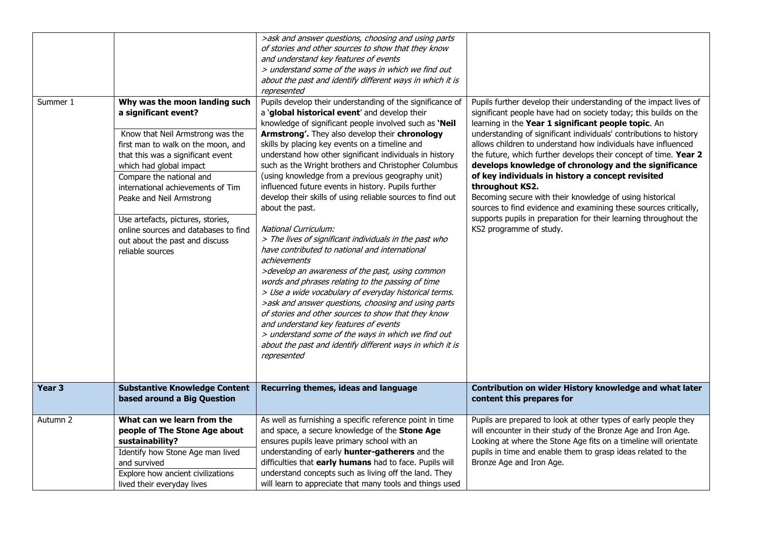| | | | |
|---|---|---|---|
| | | *>ask and answer questions, choosing and using parts of stories and other sources to show that they know and understand key features of events*<br>*> understand some of the ways in which we find out about the past and identify different ways in which it is represented* | |
| Summer 1 | **Why was the moon landing such a significant event?**<br><br>Know that Neil Armstrong was the first man to walk on the moon, and that this was a significant event which had global impact<br>Compare the national and international achievements of Tim Peake and Neil Armstrong<br><br>Use artefacts, pictures, stories, online sources and databases to find out about the past and discuss reliable sources | Pupils develop their understanding of the significance of a '**global historical event**' and develop their knowledge of significant people involved such as **'Neil Armstrong'.** They also develop their **chronology** skills by placing key events on a timeline and understand how other significant individuals in history such as the Wright brothers and Christopher Columbus (using knowledge from a previous geography unit) influenced future events in history. Pupils further develop their skills of using reliable sources to find out about the past.<br><br>*National Curriculum:*<br>*> The lives of significant individuals in the past who have contributed to national and international achievements*<br>*>develop an awareness of the past, using common words and phrases relating to the passing of time*<br>*> Use a wide vocabulary of everyday historical terms.*<br>*>ask and answer questions, choosing and using parts of stories and other sources to show that they know and understand key features of events*<br>*> understand some of the ways in which we find out about the past and identify different ways in which it is represented* | Pupils further develop their understanding of the impact lives of significant people have had on society today; this builds on the learning in the **Year 1 significant people topic**. An understanding of significant individuals' contributions to history allows children to understand how individuals have influenced the future, which further develops their concept of time. **Year 2 develops knowledge of chronology and the significance of key individuals in history a concept revisited throughout KS2.**<br>Becoming secure with their knowledge of using historical sources to find evidence and examining these sources critically, supports pupils in preparation for their learning throughout the KS2 programme of study. |
| **Year 3** | **Substantive Knowledge Content based around a Big Question** | **Recurring themes, ideas and language** | **Contribution on wider History knowledge and what later content this prepares for** |
| Autumn 2 | **What can we learn from the people of The Stone Age about sustainability?**<br>Identify how Stone Age man lived and survived<br>Explore how ancient civilizations lived their everyday lives | As well as furnishing a specific reference point in time and space, a secure knowledge of the **Stone Age** ensures pupils leave primary school with an understanding of early **hunter-gatherers** and the difficulties that **early humans** had to face. Pupils will understand concepts such as living off the land. They will learn to appreciate that many tools and things used | Pupils are prepared to look at other types of early people they will encounter in their study of the Bronze Age and Iron Age. Looking at where the Stone Age fits on a timeline will orientate pupils in time and enable them to grasp ideas related to the Bronze Age and Iron Age. |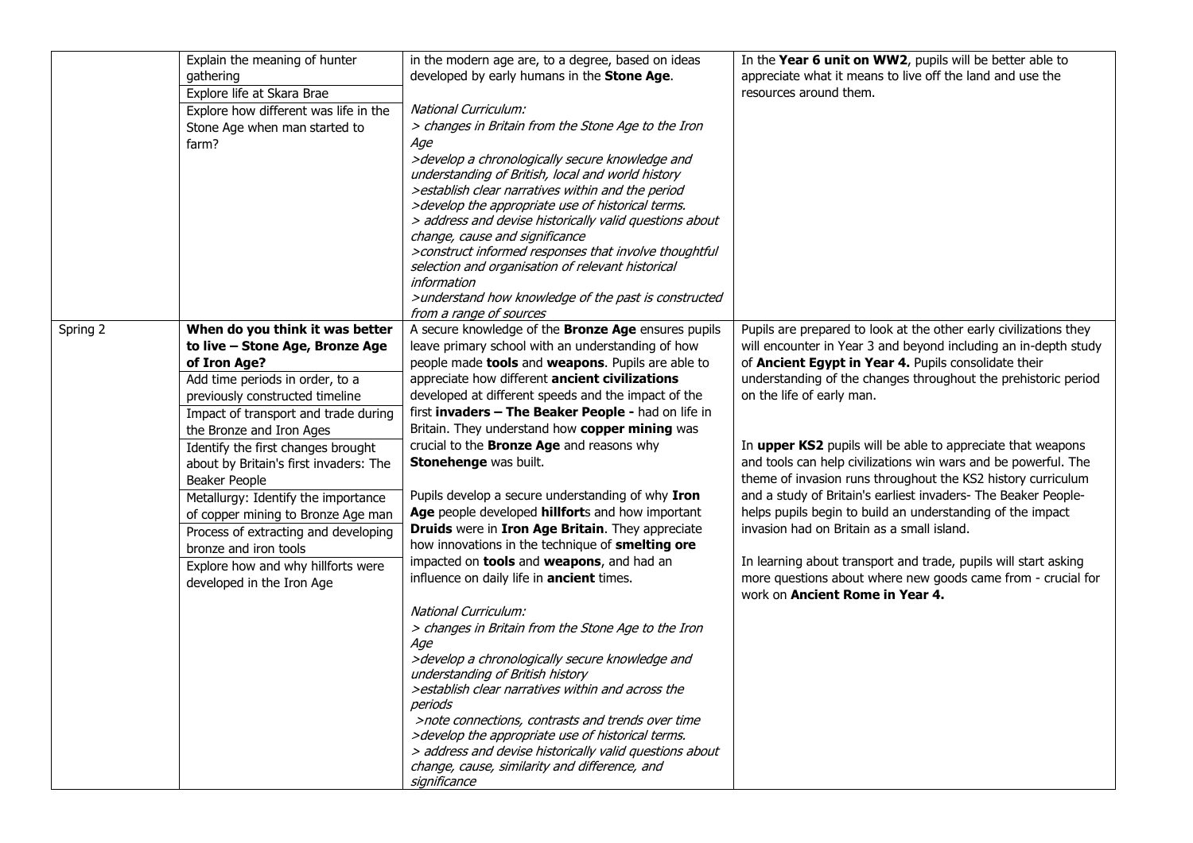| | | | |
|---|---|---|---|
| | Explain the meaning of hunter gathering<br>Explore life at Skara Brae<br>Explore how different was life in the Stone Age when man started to farm? | in the modern age are, to a degree, based on ideas developed by early humans in the **Stone Age**.<br><br>*National Curriculum:*<br>*> changes in Britain from the Stone Age to the Iron Age*<br>*>develop a chronologically secure knowledge and understanding of British, local and world history*<br>*>establish clear narratives within and the period*<br>*>develop the appropriate use of historical terms.*<br>*> address and devise historically valid questions about change, cause and significance*<br>*>construct informed responses that involve thoughtful selection and organisation of relevant historical information*<br>*>understand how knowledge of the past is constructed from a range of sources* | In the **Year 6 unit on WW2**, pupils will be better able to appreciate what it means to live off the land and use the resources around them. |
| Spring 2 | **When do you think it was better to live – Stone Age, Bronze Age of Iron Age?**<br>Add time periods in order, to a previously constructed timeline<br>Impact of transport and trade during the Bronze and Iron Ages<br>Identify the first changes brought about by Britain's first invaders: The Beaker People<br>Metallurgy: Identify the importance of copper mining to Bronze Age man<br>Process of extracting and developing bronze and iron tools<br>Explore how and why hillforts were developed in the Iron Age | A secure knowledge of the **Bronze Age** ensures pupils leave primary school with an understanding of how people made **tools** and **weapons**. Pupils are able to appreciate how different **ancient civilizations** developed at different speeds and the impact of the first **invaders – The Beaker People -** had on life in Britain. They understand how **copper mining** was crucial to the **Bronze Age** and reasons why **Stonehenge** was built.<br><br>Pupils develop a secure understanding of why **Iron Age** people developed **hillfort**s and how important **Druids** were in **Iron Age Britain**. They appreciate how innovations in the technique of **smelting ore** impacted on **tools** and **weapons**, and had an influence on daily life in **ancient** times.<br><br>*National Curriculum:*<br>*> changes in Britain from the Stone Age to the Iron Age*<br>*>develop a chronologically secure knowledge and understanding of British history*<br>*>establish clear narratives within and across the periods*<br>*>note connections, contrasts and trends over time*<br>*>develop the appropriate use of historical terms.*<br>*> address and devise historically valid questions about change, cause, similarity and difference, and significance* | Pupils are prepared to look at the other early civilizations they will encounter in Year 3 and beyond including an in-depth study of **Ancient Egypt in Year 4.** Pupils consolidate their understanding of the changes throughout the prehistoric period on the life of early man.<br><br>In **upper KS2** pupils will be able to appreciate that weapons and tools can help civilizations win wars and be powerful. The theme of invasion runs throughout the KS2 history curriculum and a study of Britain's earliest invaders- The Beaker People- helps pupils begin to build an understanding of the impact invasion had on Britain as a small island.<br><br>In learning about transport and trade, pupils will start asking more questions about where new goods came from - crucial for work on **Ancient Rome in Year 4.** |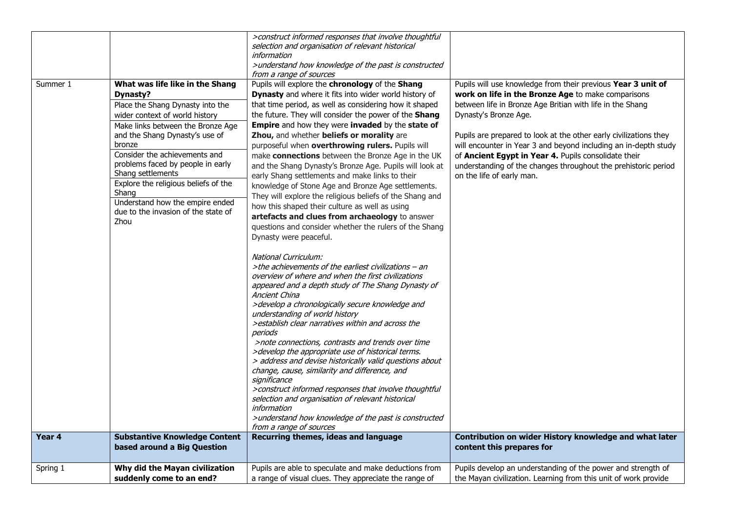| | | >*construct informed responses that involve thoughtful selection and organisation of relevant historical information*<br>>*understand how knowledge of the past is constructed from a range of sources* | |
|---|---|---|---|
| Summer 1 | **What was life like in the Shang Dynasty?**<br>Place the Shang Dynasty into the wider context of world history<br>Make links between the Bronze Age and the Shang Dynasty's use of bronze<br>Consider the achievements and problems faced by people in early Shang settlements<br>Explore the religious beliefs of the Shang<br>Understand how the empire ended due to the invasion of the state of Zhou | Pupils will explore the **chronology** of the **Shang Dynasty** and where it fits into wider world history of that time period, as well as considering how it shaped the future. They will consider the power of the **Shang Empire** and how they were **invaded** by the **state of Zhou,** and whether **beliefs or morality** are purposeful when **overthrowing rulers.** Pupils will make **connections** between the Bronze Age in the UK and the Shang Dynasty's Bronze Age. Pupils will look at early Shang settlements and make links to their knowledge of Stone Age and Bronze Age settlements. They will explore the religious beliefs of the Shang and how this shaped their culture as well as using **artefacts and clues from archaeology** to answer questions and consider whether the rulers of the Shang Dynasty were peaceful.<br><br>*National Curriculum:*<br>>*the achievements of the earliest civilizations – an overview of where and when the first civilizations appeared and a depth study of The Shang Dynasty of Ancient China*<br>>*develop a chronologically secure knowledge and understanding of world history*<br>>*establish clear narratives within and across the periods*<br>>*note connections, contrasts and trends over time*<br>>*develop the appropriate use of historical terms.*<br>> *address and devise historically valid questions about change, cause, similarity and difference, and significance*<br>>*construct informed responses that involve thoughtful selection and organisation of relevant historical information*<br>>*understand how knowledge of the past is constructed from a range of sources* | Pupils will use knowledge from their previous **Year 3 unit of work on life in the Bronze Age** to make comparisons between life in Bronze Age Britian with life in the Shang Dynasty's Bronze Age.<br><br>Pupils are prepared to look at the other early civilizations they will encounter in Year 3 and beyond including an in-depth study of **Ancient Egypt in Year 4.** Pupils consolidate their understanding of the changes throughout the prehistoric period on the life of early man. |
| **Year 4** | **Substantive Knowledge Content based around a Big Question** | **Recurring themes, ideas and language** | **Contribution on wider History knowledge and what later content this prepares for** |
| Spring 1 | **Why did the Mayan civilization suddenly come to an end?** | Pupils are able to speculate and make deductions from a range of visual clues. They appreciate the range of | Pupils develop an understanding of the power and strength of the Mayan civilization. Learning from this unit of work provide |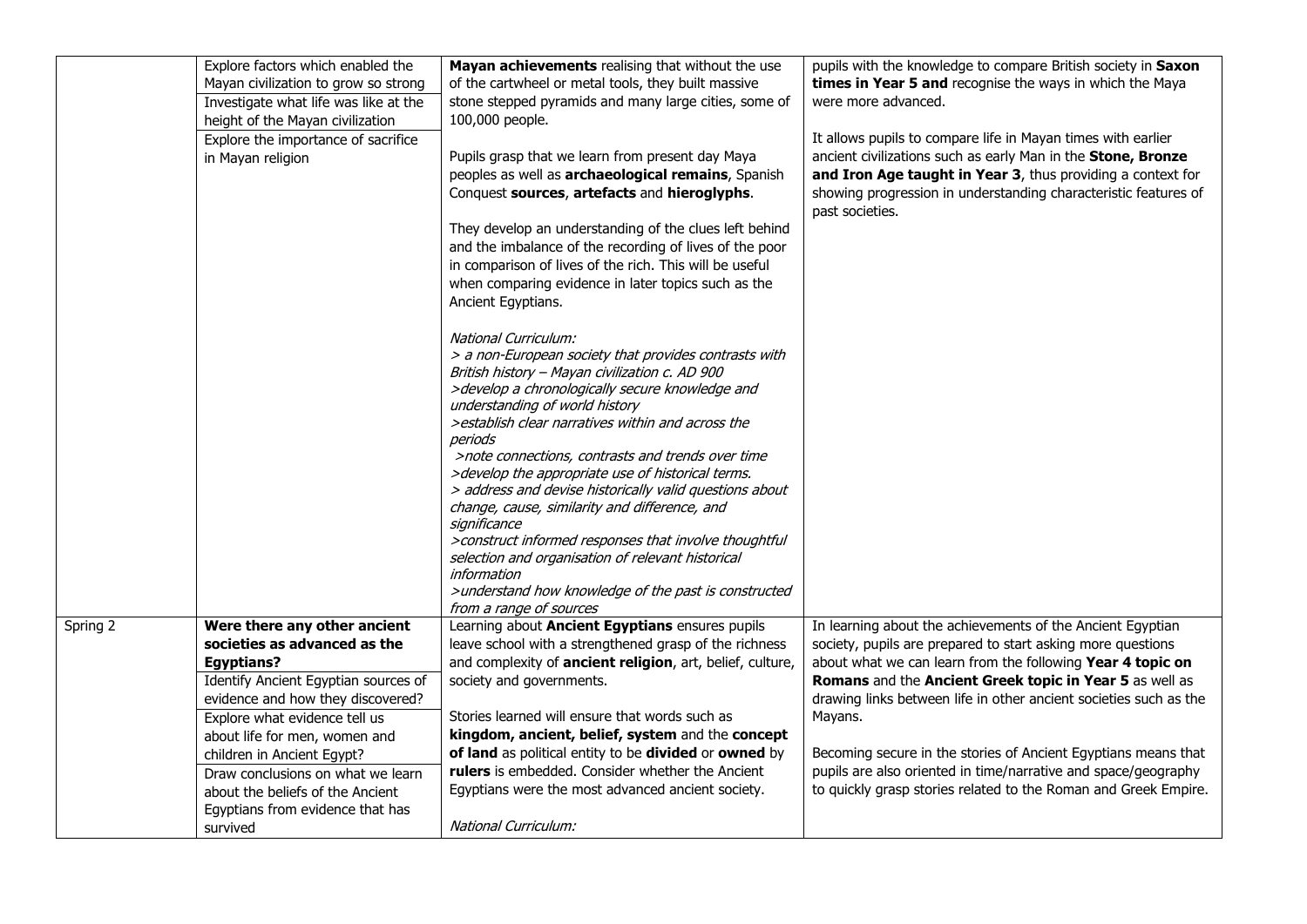| | | | |
|---|---|---|---|
| | Explore factors which enabled the Mayan civilization to grow so strong<br>Investigate what life was like at the height of the Mayan civilization<br>Explore the importance of sacrifice in Mayan religion | **Mayan achievements** realising that without the use of the cartwheel or metal tools, they built massive stone stepped pyramids and many large cities, some of 100,000 people.<br><br>Pupils grasp that we learn from present day Maya peoples as well as **archaeological remains**, Spanish Conquest **sources**, **artefacts** and **hieroglyphs**.<br><br>They develop an understanding of the clues left behind and the imbalance of the recording of lives of the poor in comparison of lives of the rich. This will be useful when comparing evidence in later topics such as the Ancient Egyptians.<br><br>*National Curriculum:*<br>*> a non-European society that provides contrasts with British history – Mayan civilization c. AD 900*<br>*>develop a chronologically secure knowledge and understanding of world history*<br>*>establish clear narratives within and across the periods*<br>*>note connections, contrasts and trends over time*<br>*>develop the appropriate use of historical terms.*<br>*> address and devise historically valid questions about change, cause, similarity and difference, and significance*<br>*>construct informed responses that involve thoughtful selection and organisation of relevant historical information*<br>*>understand how knowledge of the past is constructed from a range of sources* | pupils with the knowledge to compare British society in **Saxon times in Year 5 and** recognise the ways in which the Maya were more advanced.<br><br>It allows pupils to compare life in Mayan times with earlier ancient civilizations such as early Man in the **Stone, Bronze and Iron Age taught in Year 3**, thus providing a context for showing progression in understanding characteristic features of past societies. |
| Spring 2 | **Were there any other ancient societies as advanced as the Egyptians?**<br>Identify Ancient Egyptian sources of evidence and how they discovered?<br>Explore what evidence tell us about life for men, women and children in Ancient Egypt?<br>Draw conclusions on what we learn about the beliefs of the Ancient Egyptians from evidence that has survived | Learning about **Ancient Egyptians** ensures pupils leave school with a strengthened grasp of the richness and complexity of **ancient religion**, art, belief, culture, society and governments.<br><br>Stories learned will ensure that words such as **kingdom, ancient, belief, system** and the **concept of land** as political entity to be **divided** or **owned** by **rulers** is embedded. Consider whether the Ancient Egyptians were the most advanced ancient society.<br><br>*National Curriculum:* | In learning about the achievements of the Ancient Egyptian society, pupils are prepared to start asking more questions about what we can learn from the following **Year 4 topic on Romans** and the **Ancient Greek topic in Year 5** as well as drawing links between life in other ancient societies such as the Mayans.<br><br>Becoming secure in the stories of Ancient Egyptians means that pupils are also oriented in time/narrative and space/geography to quickly grasp stories related to the Roman and Greek Empire. |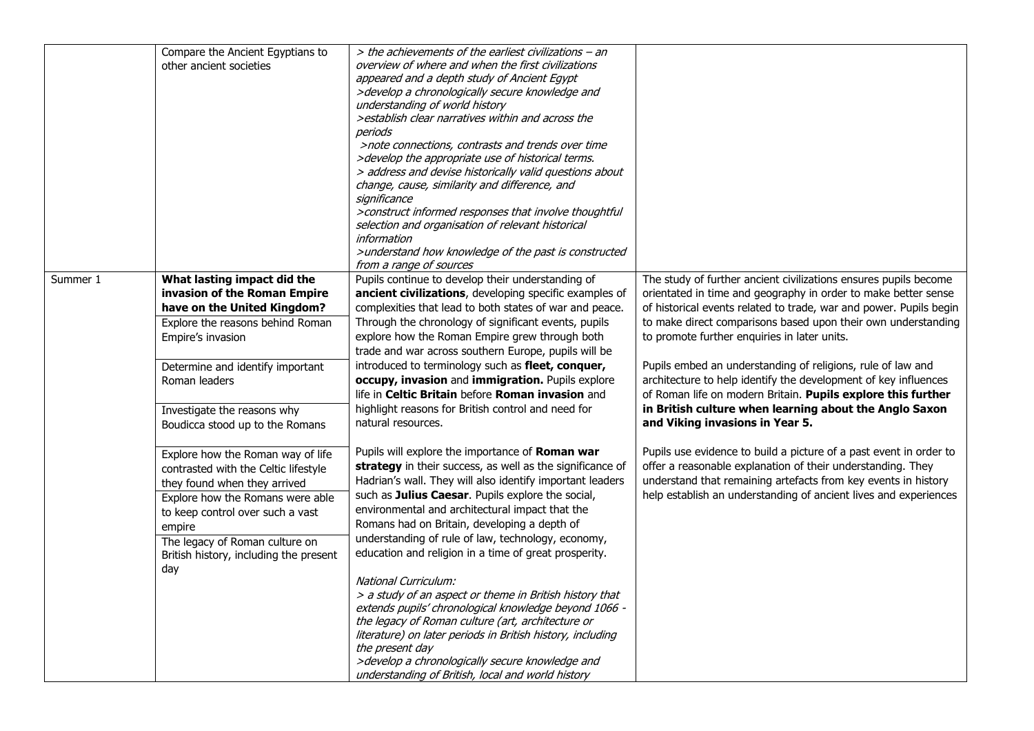| | | | |
|---|---|---|---|
| | Compare the Ancient Egyptians to other ancient societies | *> the achievements of the earliest civilizations – an overview of where and when the first civilizations appeared and a depth study of Ancient Egypt*<br>*>develop a chronologically secure knowledge and understanding of world history*<br>*>establish clear narratives within and across the periods*<br>*>note connections, contrasts and trends over time*<br>*>develop the appropriate use of historical terms.*<br>*> address and devise historically valid questions about change, cause, similarity and difference, and significance*<br>*>construct informed responses that involve thoughtful selection and organisation of relevant historical information*<br>*>understand how knowledge of the past is constructed from a range of sources* | |
| Summer 1 | **What lasting impact did the invasion of the Roman Empire have on the United Kingdom?**<br>Explore the reasons behind Roman Empire's invasion<br>Determine and identify important Roman leaders<br>Investigate the reasons why Boudicca stood up to the Romans<br>Explore how the Roman way of life contrasted with the Celtic lifestyle they found when they arrived<br>Explore how the Romans were able to keep control over such a vast empire<br>The legacy of Roman culture on British history, including the present day | Pupils continue to develop their understanding of **ancient civilizations**, developing specific examples of complexities that lead to both states of war and peace. Through the chronology of significant events, pupils explore how the Roman Empire grew through both trade and war across southern Europe, pupils will be introduced to terminology such as **fleet, conquer, occupy, invasion** and **immigration.** Pupils explore life in **Celtic Britain** before **Roman invasion** and highlight reasons for British control and need for natural resources.<br><br>Pupils will explore the importance of **Roman war strategy** in their success, as well as the significance of Hadrian's wall. They will also identify important leaders such as **Julius Caesar**. Pupils explore the social, environmental and architectural impact that the Romans had on Britain, developing a depth of understanding of rule of law, technology, economy, education and religion in a time of great prosperity.<br><br>*National Curriculum:*<br>*> a study of an aspect or theme in British history that extends pupils' chronological knowledge beyond 1066 - the legacy of Roman culture (art, architecture or literature) on later periods in British history, including the present day*<br>*>develop a chronologically secure knowledge and understanding of British, local and world history* | The study of further ancient civilizations ensures pupils become orientated in time and geography in order to make better sense of historical events related to trade, war and power. Pupils begin to make direct comparisons based upon their own understanding to promote further enquiries in later units.<br><br>Pupils embed an understanding of religions, rule of law and architecture to help identify the development of key influences of Roman life on modern Britain. **Pupils explore this further in British culture when learning about the Anglo Saxon and Viking invasions in Year 5.**<br><br>Pupils use evidence to build a picture of a past event in order to offer a reasonable explanation of their understanding. They understand that remaining artefacts from key events in history help establish an understanding of ancient lives and experiences |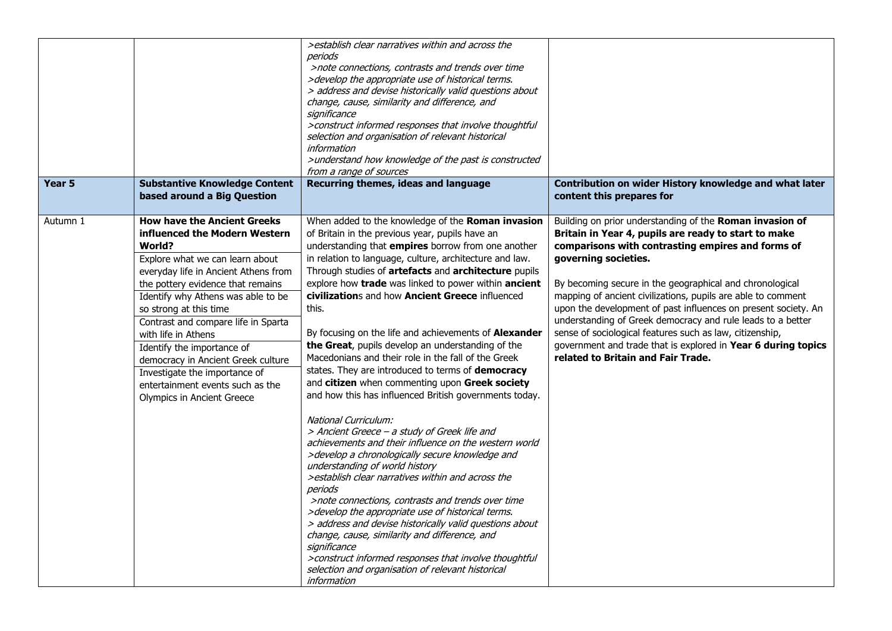| | | >establish clear narratives within and across the periods<br>>note connections, contrasts and trends over time<br>>develop the appropriate use of historical terms.<br>> address and devise historically valid questions about change, cause, similarity and difference, and significance<br>>construct informed responses that involve thoughtful selection and organisation of relevant historical information<br>>understand how knowledge of the past is constructed from a range of sources | |
|---|---|---|---|
| **Year 5** | **Substantive Knowledge Content based around a Big Question** | **Recurring themes, ideas and language** | **Contribution on wider History knowledge and what later content this prepares for** |
| Autumn 1 | **How have the Ancient Greeks influenced the Modern Western World?**<br>Explore what we can learn about everyday life in Ancient Athens from the pottery evidence that remains<br>Identify why Athens was able to be so strong at this time<br>Contrast and compare life in Sparta with life in Athens<br>Identify the importance of democracy in Ancient Greek culture<br>Investigate the importance of entertainment events such as the Olympics in Ancient Greece | When added to the knowledge of the **Roman invasion** of Britain in the previous year, pupils have an understanding that **empires** borrow from one another in relation to language, culture, architecture and law. Through studies of **artefacts** and **architecture** pupils explore how **trade** was linked to power within **ancient civilization**s and how **Ancient Greece** influenced this.<br><br>By focusing on the life and achievements of **Alexander the Great**, pupils develop an understanding of the Macedonians and their role in the fall of the Greek states. They are introduced to terms of **democracy** and **citizen** when commenting upon **Greek society** and how this has influenced British governments today.<br><br>*National Curriculum:*<br>*> Ancient Greece – a study of Greek life and achievements and their influence on the western world*<br>*>develop a chronologically secure knowledge and understanding of world history*<br>*>establish clear narratives within and across the periods*<br>*>note connections, contrasts and trends over time*<br>*>develop the appropriate use of historical terms.*<br>*> address and devise historically valid questions about change, cause, similarity and difference, and significance*<br>*>construct informed responses that involve thoughtful selection and organisation of relevant historical information* | Building on prior understanding of the **Roman invasion of Britain in Year 4, pupils are ready to start to make comparisons with contrasting empires and forms of governing societies.**<br><br>By becoming secure in the geographical and chronological mapping of ancient civilizations, pupils are able to comment upon the development of past influences on present society. An understanding of Greek democracy and rule leads to a better sense of sociological features such as law, citizenship, government and trade that is explored in **Year 6 during topics related to Britain and Fair Trade.** |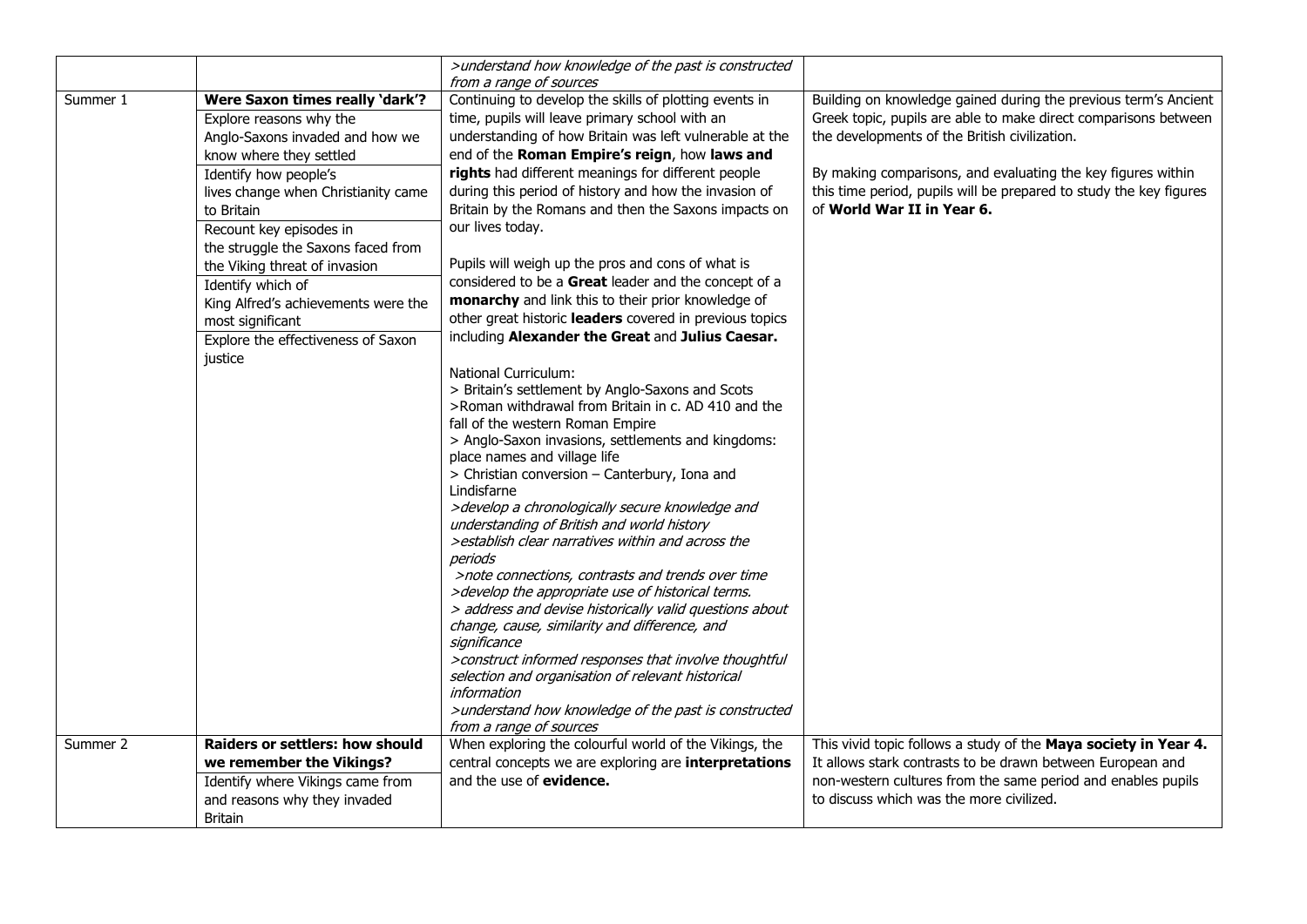| | | | |
|---|---|---|---|
| | | *>understand how knowledge of the past is constructed from a range of sources* | |
| Summer 1 | **Were Saxon times really 'dark'?**<br>Explore reasons why the Anglo-Saxons invaded and how we know where they settled<br>Identify how people's lives change when Christianity came to Britain<br>Recount key episodes in the struggle the Saxons faced from the Viking threat of invasion<br>Identify which of King Alfred's achievements were the most significant<br>Explore the effectiveness of Saxon justice | Continuing to develop the skills of plotting events in time, pupils will leave primary school with an understanding of how Britain was left vulnerable at the end of the **Roman Empire's reign**, how **laws and rights** had different meanings for different people during this period of history and how the invasion of Britain by the Romans and then the Saxons impacts on our lives today.<br><br>Pupils will weigh up the pros and cons of what is considered to be a **Great** leader and the concept of a **monarchy** and link this to their prior knowledge of other great historic **leaders** covered in previous topics including **Alexander the Great** and **Julius Caesar.**<br><br>National Curriculum:<br>> Britain's settlement by Anglo-Saxons and Scots<br>>Roman withdrawal from Britain in c. AD 410 and the fall of the western Roman Empire<br>> Anglo-Saxon invasions, settlements and kingdoms: place names and village life<br>> Christian conversion – Canterbury, Iona and Lindisfarne<br>*>develop a chronologically secure knowledge and understanding of British and world history*<br>*>establish clear narratives within and across the periods*<br>*>note connections, contrasts and trends over time*<br>*>develop the appropriate use of historical terms.*<br>*> address and devise historically valid questions about change, cause, similarity and difference, and significance*<br>*>construct informed responses that involve thoughtful selection and organisation of relevant historical information*<br>*>understand how knowledge of the past is constructed from a range of sources* | Building on knowledge gained during the previous term's Ancient Greek topic, pupils are able to make direct comparisons between the developments of the British civilization.<br><br>By making comparisons, and evaluating the key figures within this time period, pupils will be prepared to study the key figures of **World War II in Year 6.** |
| Summer 2 | **Raiders or settlers: how should we remember the Vikings?**<br>Identify where Vikings came from and reasons why they invaded Britain | When exploring the colourful world of the Vikings, the central concepts we are exploring are **interpretations** and the use of **evidence.** | This vivid topic follows a study of the **Maya society in Year 4.** It allows stark contrasts to be drawn between European and non-western cultures from the same period and enables pupils to discuss which was the more civilized. |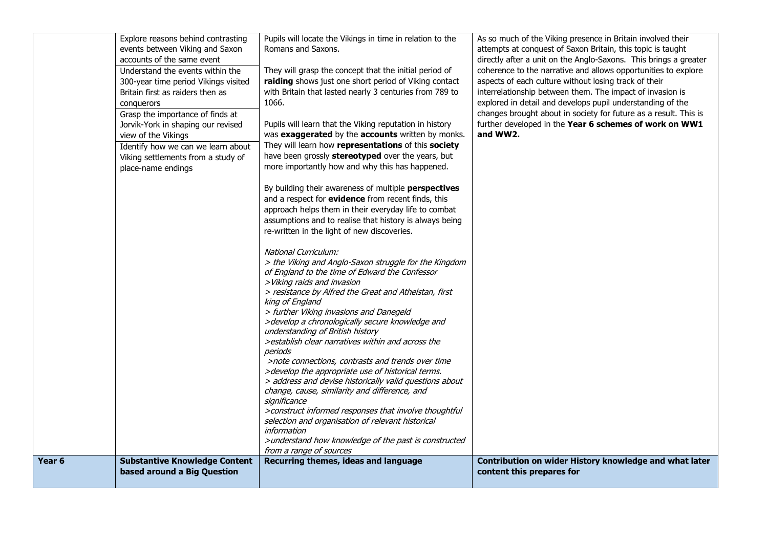| | | | |
|---|---|---|---|
| | Explore reasons behind contrasting events between Viking and Saxon accounts of the same event<br>Understand the events within the 300-year time period Vikings visited Britain first as raiders then as conquerors<br>Grasp the importance of finds at Jorvik-York in shaping our revised view of the Vikings<br>Identify how we can we learn about Viking settlements from a study of place-name endings | Pupils will locate the Vikings in time in relation to the Romans and Saxons.<br><br>They will grasp the concept that the initial period of **raiding** shows just one short period of Viking contact with Britain that lasted nearly 3 centuries from 789 to 1066.<br><br>Pupils will learn that the Viking reputation in history was **exaggerated** by the **accounts** written by monks. They will learn how **representations** of this **society** have been grossly **stereotyped** over the years, but more importantly how and why this has happened.<br><br>By building their awareness of multiple **perspectives** and a respect for **evidence** from recent finds, this approach helps them in their everyday life to combat assumptions and to realise that history is always being re-written in the light of new discoveries.<br><br>*National Curriculum:*<br>*> the Viking and Anglo-Saxon struggle for the Kingdom of England to the time of Edward the Confessor*<br>*>Viking raids and invasion*<br>*> resistance by Alfred the Great and Athelstan, first king of England*<br>*> further Viking invasions and Danegeld*<br>*>develop a chronologically secure knowledge and understanding of British history*<br>*>establish clear narratives within and across the periods*<br>*>note connections, contrasts and trends over time*<br>*>develop the appropriate use of historical terms.*<br>*> address and devise historically valid questions about change, cause, similarity and difference, and significance*<br>*>construct informed responses that involve thoughtful selection and organisation of relevant historical information*<br>*>understand how knowledge of the past is constructed from a range of sources* | As so much of the Viking presence in Britain involved their attempts at conquest of Saxon Britain, this topic is taught directly after a unit on the Anglo-Saxons. This brings a greater coherence to the narrative and allows opportunities to explore aspects of each culture without losing track of their interrelationship between them. The impact of invasion is explored in detail and develops pupil understanding of the changes brought about in society for future as a result. This is further developed in the **Year 6 schemes of work on WW1 and WW2.** |
| **Year 6** | **Substantive Knowledge Content based around a Big Question** | **Recurring themes, ideas and language** | **Contribution on wider History knowledge and what later content this prepares for** |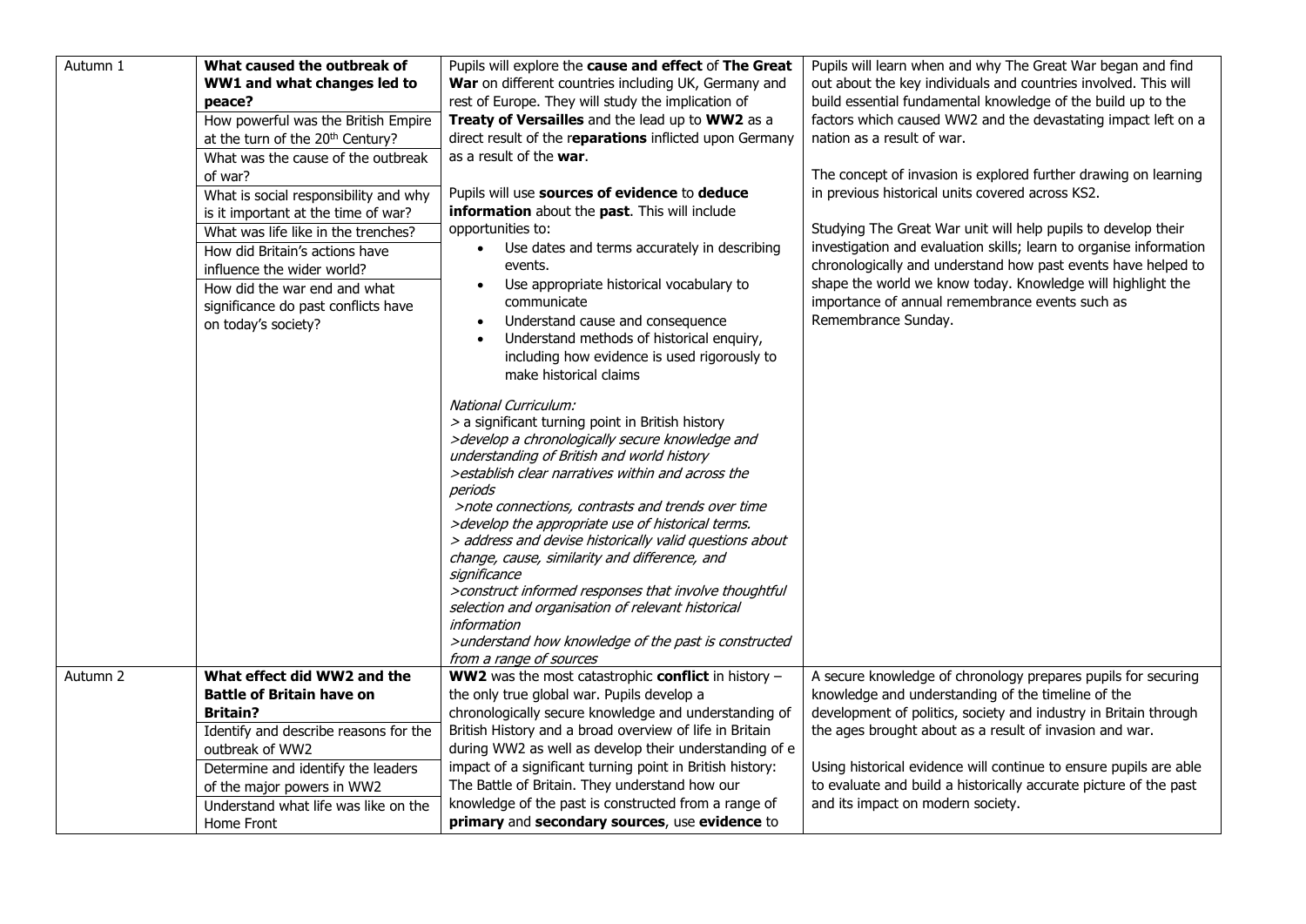| Autumn 1 | **What caused the outbreak of WW1 and what changes led to peace?**<br>How powerful was the British Empire at the turn of the 20th Century?<br>What was the cause of the outbreak of war?<br>What is social responsibility and why is it important at the time of war?<br>What was life like in the trenches?<br>How did Britain's actions have influence the wider world?<br>How did the war end and what significance do past conflicts have on today's society? | Pupils will explore the **cause and effect** of **The Great War** on different countries including UK, Germany and rest of Europe. They will study the implication of **Treaty of Versailles** and the lead up to **WW2** as a direct result of the r**eparations** inflicted upon Germany as a result of the **war**.<br><br>Pupils will use **sources of evidence** to **deduce information** about the **past**. This will include opportunities to:<br>• Use dates and terms accurately in describing events.<br>• Use appropriate historical vocabulary to communicate<br>• Understand cause and consequence<br>• Understand methods of historical enquiry, including how evidence is used rigorously to make historical claims<br><br>*National Curriculum:*<br>*> a significant turning point in British history*<br>*>develop a chronologically secure knowledge and understanding of British and world history*<br>*>establish clear narratives within and across the periods*<br>*>note connections, contrasts and trends over time*<br>*>develop the appropriate use of historical terms.*<br>*> address and devise historically valid questions about change, cause, similarity and difference, and significance*<br>*>construct informed responses that involve thoughtful selection and organisation of relevant historical information*<br>*>understand how knowledge of the past is constructed from a range of sources* | Pupils will learn when and why The Great War began and find out about the key individuals and countries involved. This will build essential fundamental knowledge of the build up to the factors which caused WW2 and the devastating impact left on a nation as a result of war.<br><br>The concept of invasion is explored further drawing on learning in previous historical units covered across KS2.<br><br>Studying The Great War unit will help pupils to develop their investigation and evaluation skills; learn to organise information chronologically and understand how past events have helped to shape the world we know today. Knowledge will highlight the importance of annual remembrance events such as Remembrance Sunday. |
|---|---|---|---|
| Autumn 2 | **What effect did WW2 and the Battle of Britain have on Britain?**<br>Identify and describe reasons for the outbreak of WW2<br>Determine and identify the leaders of the major powers in WW2<br>Understand what life was like on the Home Front | **WW2** was the most catastrophic **conflict** in history – the only true global war. Pupils develop a chronologically secure knowledge and understanding of British History and a broad overview of life in Britain during WW2 as well as develop their understanding of e impact of a significant turning point in British history: The Battle of Britain. They understand how our knowledge of the past is constructed from a range of **primary** and **secondary sources**, use **evidence** to | A secure knowledge of chronology prepares pupils for securing knowledge and understanding of the timeline of the development of politics, society and industry in Britain through the ages brought about as a result of invasion and war.<br><br>Using historical evidence will continue to ensure pupils are able to evaluate and build a historically accurate picture of the past and its impact on modern society. |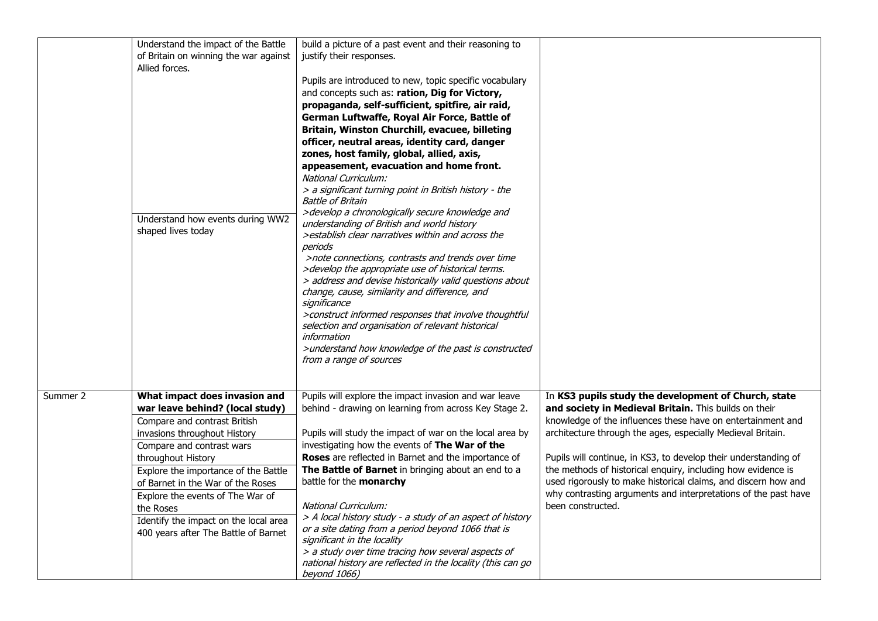| | | | |
|---|---|---|---|
| | Understand the impact of the Battle of Britain on winning the war against Allied forces.<br><br>Understand how events during WW2 shaped lives today | build a picture of a past event and their reasoning to justify their responses.<br><br>Pupils are introduced to new, topic specific vocabulary and concepts such as: **ration, Dig for Victory, propaganda, self-sufficient, spitfire, air raid, German Luftwaffe, Royal Air Force, Battle of Britain, Winston Churchill, evacuee, billeting officer, neutral areas, identity card, danger zones, host family, global, allied, axis, appeasement, evacuation and home front.**<br>*National Curriculum:*<br>*> a significant turning point in British history - the Battle of Britain*<br>*>develop a chronologically secure knowledge and understanding of British and world history*<br>*>establish clear narratives within and across the periods*<br>*>note connections, contrasts and trends over time*<br>*>develop the appropriate use of historical terms.*<br>*> address and devise historically valid questions about change, cause, similarity and difference, and significance*<br>*>construct informed responses that involve thoughtful selection and organisation of relevant historical information*<br>*>understand how knowledge of the past is constructed from a range of sources* | |
| Summer 2 | **What impact does invasion and war leave behind? (local study)**<br>Compare and contrast British invasions throughout History<br>Compare and contrast wars throughout History<br>Explore the importance of the Battle of Barnet in the War of the Roses<br>Explore the events of The War of the Roses<br>Identify the impact on the local area 400 years after The Battle of Barnet | Pupils will explore the impact invasion and war leave behind - drawing on learning from across Key Stage 2.<br><br>Pupils will study the impact of war on the local area by investigating how the events of **The War of the Roses** are reflected in Barnet and the importance of **The Battle of Barnet** in bringing about an end to a battle for the **monarchy**<br><br>*National Curriculum:*<br>*> A local history study - a study of an aspect of history or a site dating from a period beyond 1066 that is significant in the locality*<br>*> a study over time tracing how several aspects of national history are reflected in the locality (this can go beyond 1066)* | In **KS3 pupils study the development of Church, state and society in Medieval Britain.** This builds on their knowledge of the influences these have on entertainment and architecture through the ages, especially Medieval Britain.<br><br>Pupils will continue, in KS3, to develop their understanding of the methods of historical enquiry, including how evidence is used rigorously to make historical claims, and discern how and why contrasting arguments and interpretations of the past have been constructed. |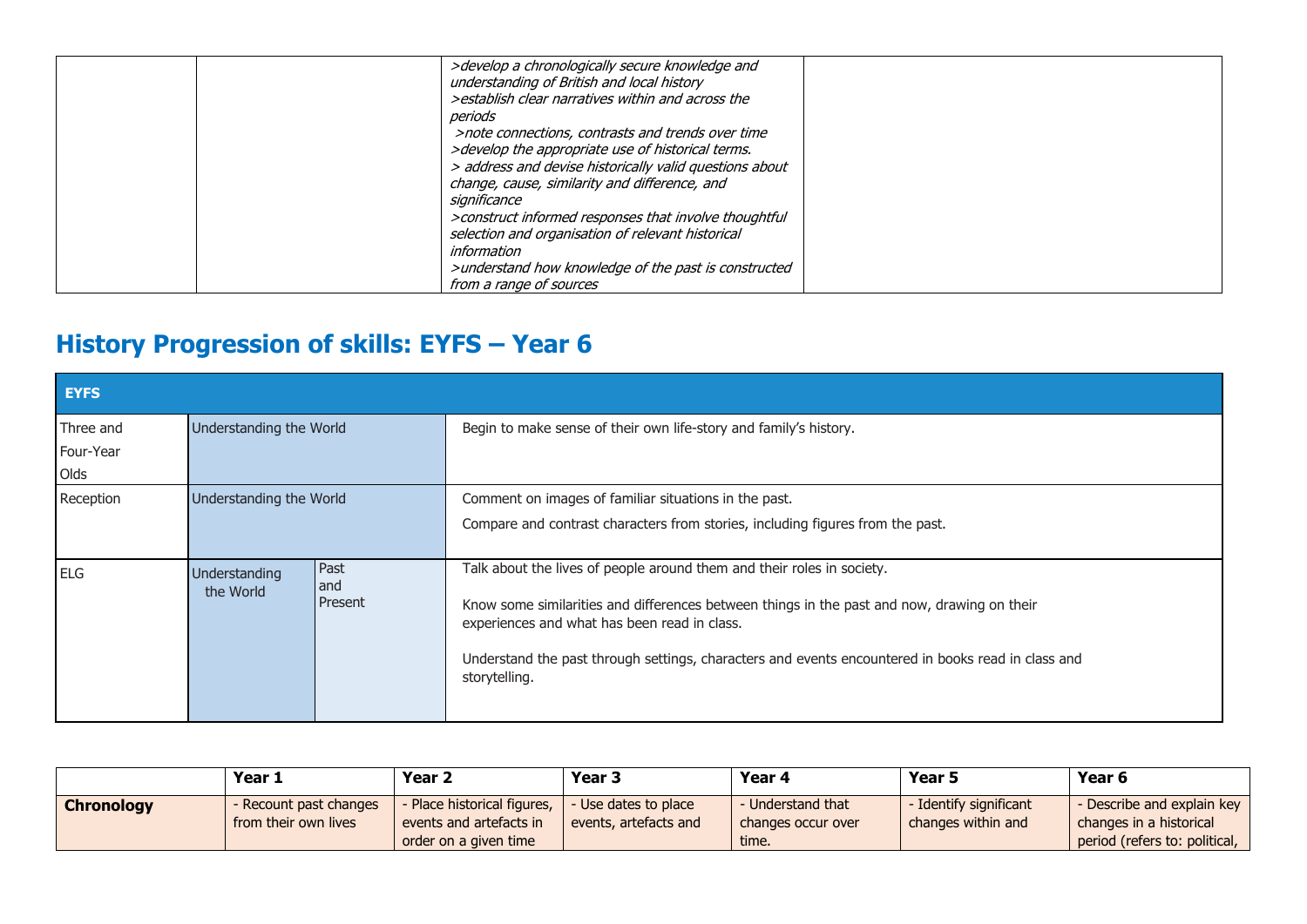| | | | |
|---|---|---|---|
| | | *>develop a chronologically secure knowledge and understanding of British and local history*<br>*>establish clear narratives within and across the periods*<br>*>note connections, contrasts and trends over time*<br>*>develop the appropriate use of historical terms.*<br>*> address and devise historically valid questions about change, cause, similarity and difference, and significance*<br>*>construct informed responses that involve thoughtful selection and organisation of relevant historical information*<br>*>understand how knowledge of the past is constructed from a range of sources* | |

## History Progression of skills: EYFS – Year 6

| **EYFS** | | | |
|---|---|---|---|
| Three and Four-Year Olds | Understanding the World | | Begin to make sense of their own life-story and family's history. |
| Reception | Understanding the World | | Comment on images of familiar situations in the past.<br>Compare and contrast characters from stories, including figures from the past. |
| ELG | Understanding the World | Past and Present | Talk about the lives of people around them and their roles in society.<br>Know some similarities and differences between things in the past and now, drawing on their experiences and what has been read in class.<br>Understand the past through settings, characters and events encountered in books read in class and storytelling. |

| | **Year 1** | **Year 2** | **Year 3** | **Year 4** | **Year 5** | **Year 6** |
|---|---|---|---|---|---|---|
| **Chronology** | - Recount past changes from their own lives | - Place historical figures, events and artefacts in order on a given time | - Use dates to place events, artefacts and | - Understand that changes occur over time. | - Identify significant changes within and | - Describe and explain key changes in a historical period (refers to: political, |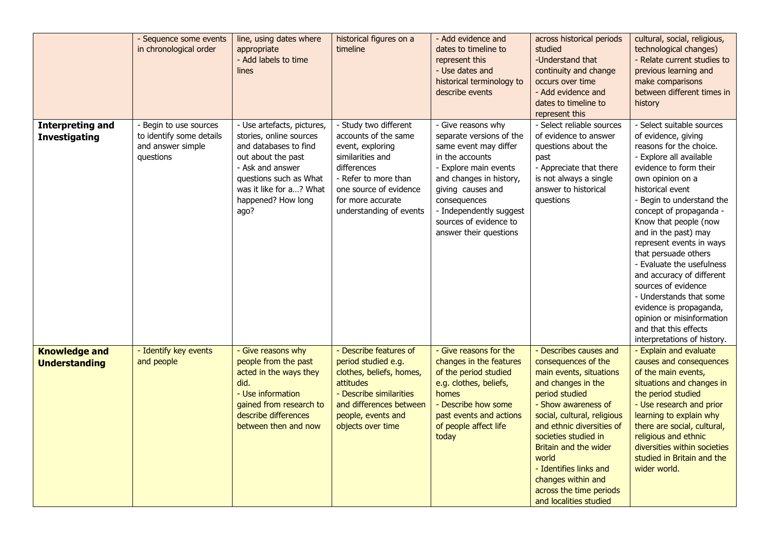| | | | | | | |
|---|---|---|---|---|---|---|
| | - Sequence some events in chronological order | line, using dates where appropriate<br>- Add labels to time lines | historical figures on a timeline | - Add evidence and dates to timeline to represent this<br>- Use dates and historical terminology to describe events | across historical periods studied<br>-Understand that continuity and change occurs over time<br>- Add evidence and dates to timeline to represent this | cultural, social, religious, technological changes)<br>- Relate current studies to previous learning and make comparisons between different times in history |
| **Interpreting and Investigating** | - Begin to use sources to identify some details and answer simple questions | - Use artefacts, pictures, stories, online sources and databases to find out about the past<br>- Ask and answer questions such as What was it like for a…? What happened? How long ago? | - Study two different accounts of the same event, exploring similarities and differences<br>- Refer to more than one source of evidence for more accurate understanding of events | - Give reasons why separate versions of the same event may differ in the accounts<br>- Explore main events and changes in history, giving causes and consequences<br>- Independently suggest sources of evidence to answer their questions | - Select reliable sources of evidence to answer questions about the past<br>- Appreciate that there is not always a single answer to historical questions | - Select suitable sources of evidence, giving reasons for the choice.<br>- Explore all available evidence to form their own opinion on a historical event<br>- Begin to understand the concept of propaganda - Know that people (now and in the past) may represent events in ways that persuade others<br>- Evaluate the usefulness and accuracy of different sources of evidence<br>- Understands that some evidence is propaganda, opinion or misinformation and that this effects interpretations of history. |
| **Knowledge and Understanding** | - Identify key events and people | - Give reasons why people from the past acted in the ways they did.<br>- Use information gained from research to describe differences between then and now | - Describe features of period studied e.g. clothes, beliefs, homes, attitudes<br>- Describe similarities and differences between people, events and objects over time | - Give reasons for the changes in the features of the period studied e.g. clothes, beliefs, homes<br>- Describe how some past events and actions of people affect life today | - Describes causes and consequences of the main events, situations and changes in the period studied<br>- Show awareness of social, cultural, religious and ethnic diversities of societies studied in Britain and the wider world<br>- Identifies links and changes within and across the time periods and localities studied | - Explain and evaluate causes and consequences of the main events, situations and changes in the period studied<br>- Use research and prior learning to explain why there are social, cultural, religious and ethnic diversities within societies studied in Britain and the wider world. |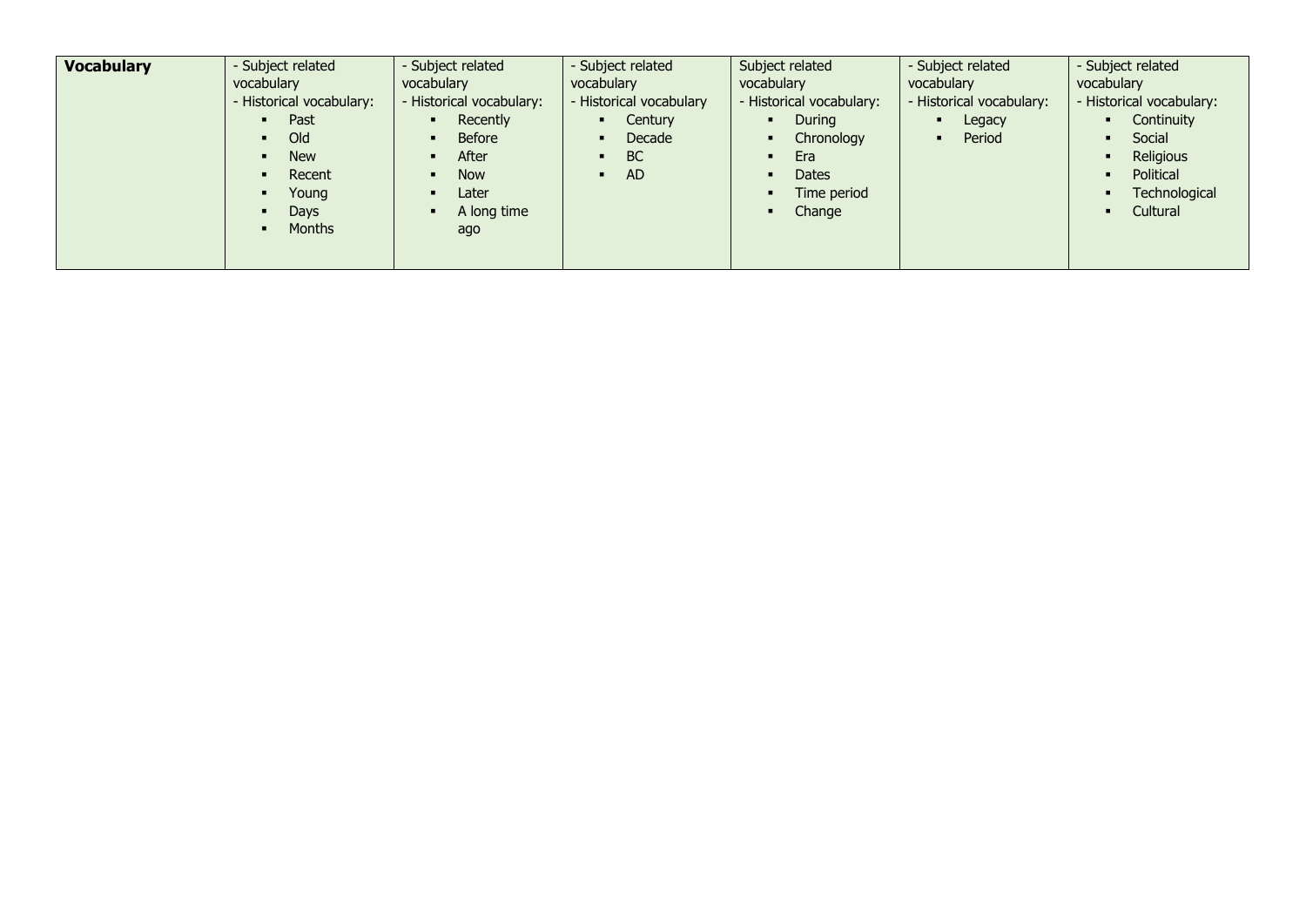| | | | | | | |
|---|---|---|---|---|---|---|
| **Vocabulary** | - Subject related vocabulary<br>- Historical vocabulary:<br>▪ Past<br>▪ Old<br>▪ New<br>▪ Recent<br>▪ Young<br>▪ Days<br>▪ Months | - Subject related vocabulary<br>- Historical vocabulary:<br>▪ Recently<br>▪ Before<br>▪ After<br>▪ Now<br>▪ Later<br>▪ A long time ago | - Subject related vocabulary<br>- Historical vocabulary<br>▪ Century<br>▪ Decade<br>▪ BC<br>▪ AD | Subject related vocabulary<br>- Historical vocabulary:<br>▪ During<br>▪ Chronology<br>▪ Era<br>▪ Dates<br>▪ Time period<br>▪ Change | - Subject related vocabulary<br>- Historical vocabulary:<br>▪ Legacy<br>▪ Period | - Subject related vocabulary<br>- Historical vocabulary:<br>▪ Continuity<br>▪ Social<br>▪ Religious<br>▪ Political<br>▪ Technological<br>▪ Cultural |